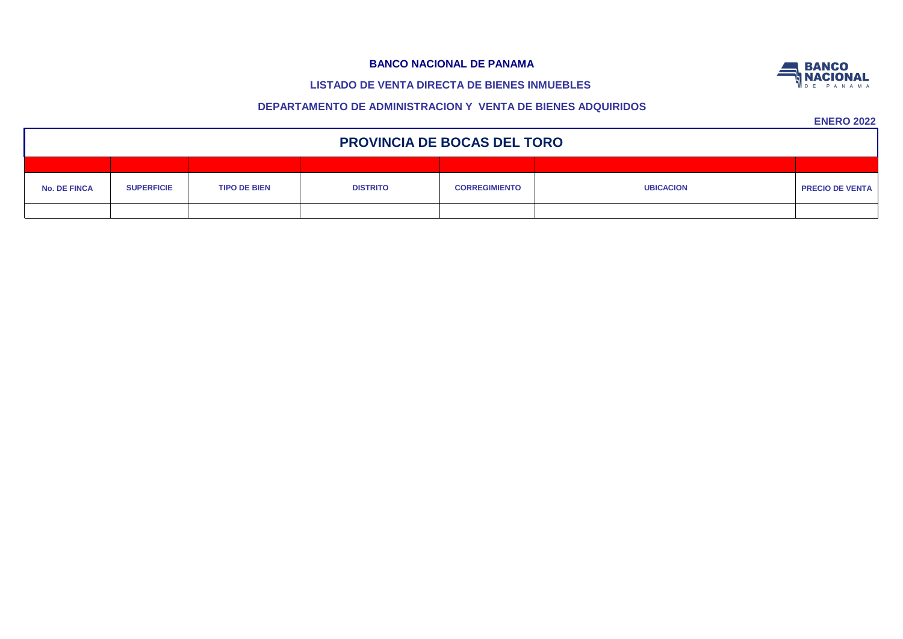**BANCO NACIONAL DE PANAMA**

**LISTADO DE VENTA DIRECTA DE BIENES INMUEBLES**

**DEPARTAMENTO DE ADMINISTRACION Y VENTA DE BIENES ADQUIRIDOS**

**ENERO 2022**

## PROVINCIA DE BOCAS DEL TORO

| No. DE FINCA | SUPERFICIE | TIPO DE BIEN | DISTRITO | CORREGIMIENTO | UBICACION | PRECIO DE VENTA |
|---|---|---|---|---|---|---|
| | | | | | | |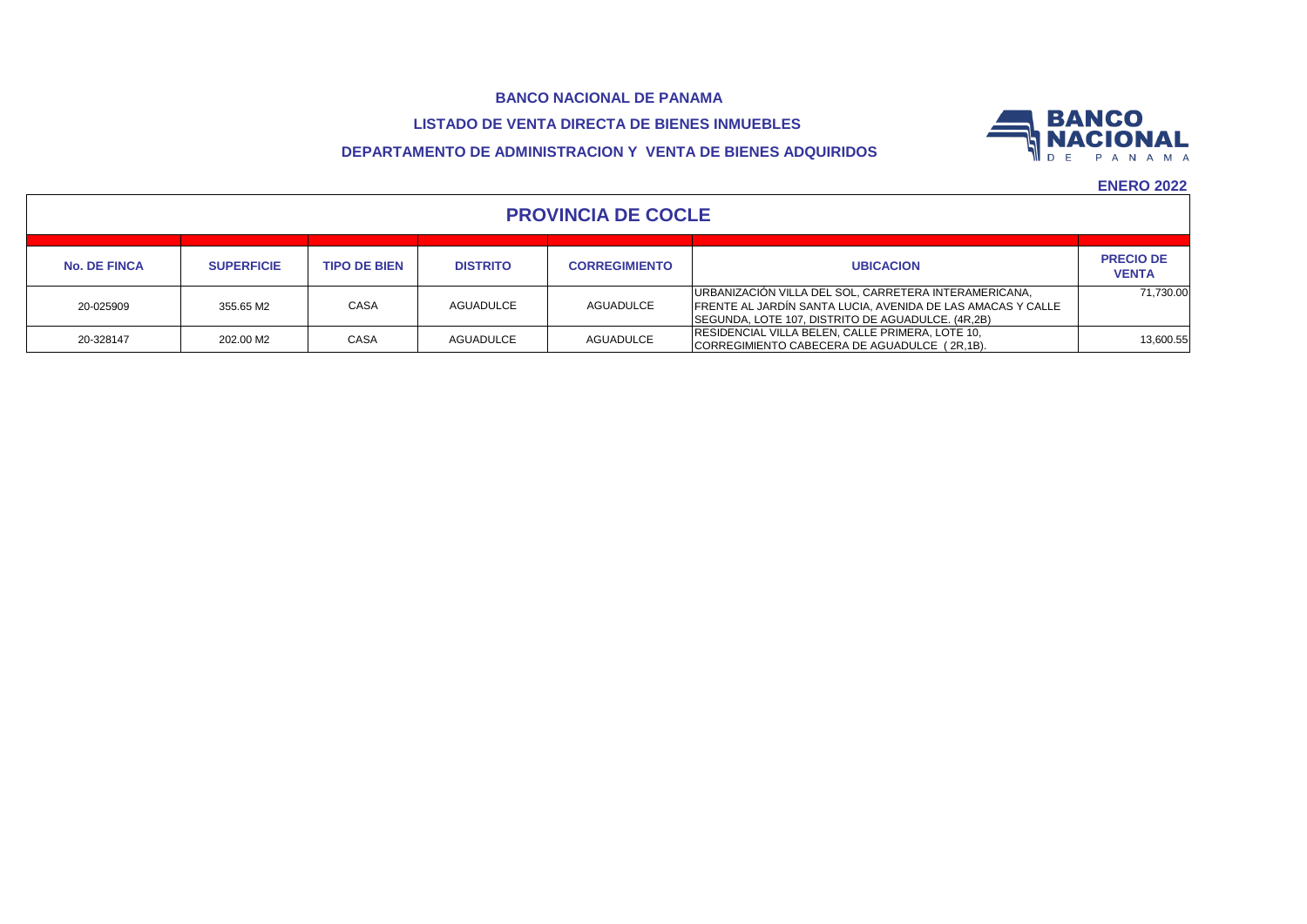**BANCO NACIONAL DE PANAMA**

**LISTADO DE VENTA DIRECTA DE BIENES INMUEBLES**

**DEPARTAMENTO DE ADMINISTRACION Y VENTA DE BIENES ADQUIRIDOS**

**ENERO 2022**

## PROVINCIA DE COCLE

| No. DE FINCA | SUPERFICIE | TIPO DE BIEN | DISTRITO | CORREGIMIENTO | UBICACION | PRECIO DE VENTA |
|---|---|---|---|---|---|---|
| 20-025909 | 355.65 M2 | CASA | AGUADULCE | AGUADULCE | URBANIZACIÓN VILLA DEL SOL, CARRETERA INTERAMERICANA, FRENTE AL JARDÍN SANTA LUCIA, AVENIDA DE LAS AMACAS Y CALLE SEGUNDA, LOTE 107, DISTRITO DE AGUADULCE. (4R,2B) | 71,730.00 |
| 20-328147 | 202.00 M2 | CASA | AGUADULCE | AGUADULCE | RESIDENCIAL VILLA BELEN, CALLE PRIMERA, LOTE 10, CORREGIMIENTO CABECERA DE AGUADULCE ( 2R,1B). | 13,600.55 |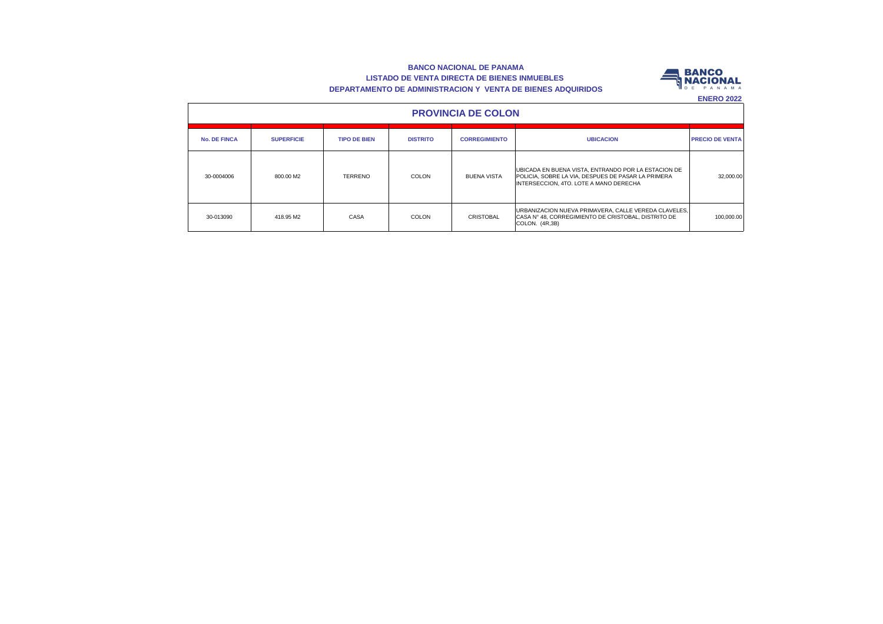**BANCO NACIONAL DE PANAMA**
**LISTADO DE VENTA DIRECTA DE BIENES INMUEBLES**
**DEPARTAMENTO DE ADMINISTRACION Y VENTA DE BIENES ADQUIRIDOS**

**ENERO 2022**

## PROVINCIA DE COLON

| No. DE FINCA | SUPERFICIE | TIPO DE BIEN | DISTRITO | CORREGIMIENTO | UBICACION | PRECIO DE VENTA |
|---|---|---|---|---|---|---|
| 30-0004006 | 800.00 M2 | TERRENO | COLON | BUENA VISTA | UBICADA EN BUENA VISTA, ENTRANDO POR LA ESTACION DE POLICIA, SOBRE LA VIA, DESPUES DE PASAR LA PRIMERA INTERSECCION, 4TO. LOTE A MANO DERECHA | 32,000.00 |
| 30-013090 | 418.95 M2 | CASA | COLON | CRISTOBAL | URBANIZACION NUEVA PRIMAVERA, CALLE VEREDA CLAVELES, CASA N° 48, CORREGIMIENTO DE CRISTOBAL, DISTRITO DE COLON. (4R,3B) | 100,000.00 |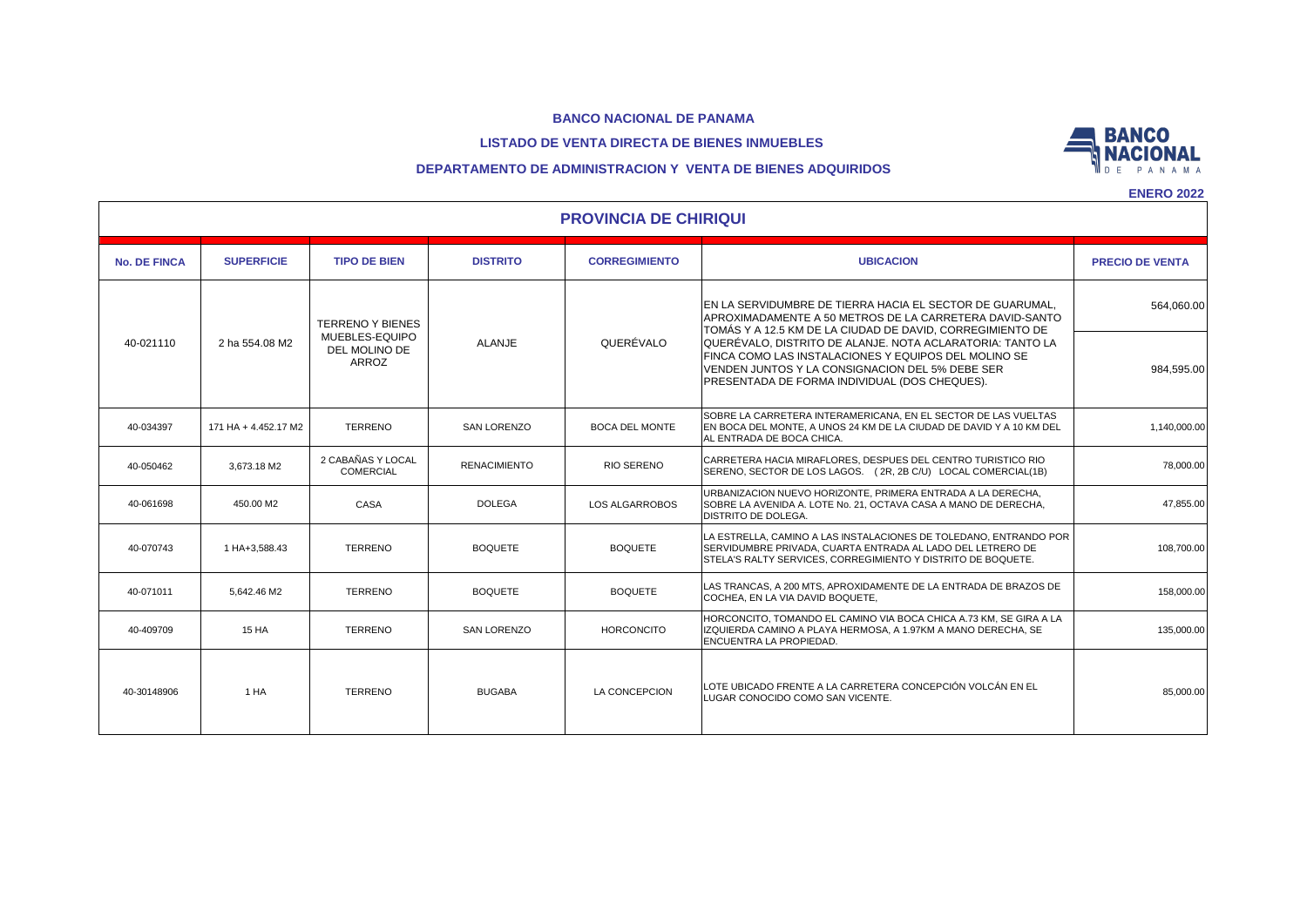**BANCO NACIONAL DE PANAMA**

**LISTADO DE VENTA DIRECTA DE BIENES INMUEBLES**

**DEPARTAMENTO DE ADMINISTRACION Y VENTA DE BIENES ADQUIRIDOS**

**ENERO 2022**

## PROVINCIA DE CHIRIQUI

| No. DE FINCA | SUPERFICIE | TIPO DE BIEN | DISTRITO | CORREGIMIENTO | UBICACION | PRECIO DE VENTA |
|---|---|---|---|---|---|---|
| 40-021110 | 2 ha 554.08 M2 | TERRENO Y BIENES MUEBLES-EQUIPO DEL MOLINO DE ARROZ | ALANJE | QUERÉVALO | EN LA SERVIDUMBRE DE TIERRA HACIA EL SECTOR DE GUARUMAL, APROXIMADAMENTE A 50 METROS DE LA CARRETERA DAVID-SANTO TOMÁS Y A 12.5 KM DE LA CIUDAD DE DAVID, CORREGIMIENTO DE QUERÉVALO, DISTRITO DE ALANJE. NOTA ACLARATORIA: TANTO LA FINCA COMO LAS INSTALACIONES Y EQUIPOS DEL MOLINO SE VENDEN JUNTOS Y LA CONSIGNACION DEL 5% DEBE SER PRESENTADA DE FORMA INDIVIDUAL (DOS CHEQUES). | 564,060.00<br>984,595.00 |
| 40-034397 | 171 HA + 4.452.17 M2 | TERRENO | SAN LORENZO | BOCA DEL MONTE | SOBRE LA CARRETERA INTERAMERICANA, EN EL SECTOR DE LAS VUELTAS EN BOCA DEL MONTE, A UNOS 24 KM DE LA CIUDAD DE DAVID Y A 10 KM DEL AL ENTRADA DE BOCA CHICA. | 1,140,000.00 |
| 40-050462 | 3,673.18 M2 | 2 CABAÑAS Y LOCAL COMERCIAL | RENACIMIENTO | RIO SERENO | CARRETERA HACIA MIRAFLORES, DESPUES DEL CENTRO TURISTICO RIO SERENO, SECTOR DE LOS LAGOS. (2R, 2B C/U) LOCAL COMERCIAL(1B) | 78,000.00 |
| 40-061698 | 450.00 M2 | CASA | DOLEGA | LOS ALGARROBOS | URBANIZACION NUEVO HORIZONTE, PRIMERA ENTRADA A LA DERECHA, SOBRE LA AVENIDA A. LOTE No. 21, OCTAVA CASA A MANO DE DERECHA, DISTRITO DE DOLEGA. | 47,855.00 |
| 40-070743 | 1 HA+3,588.43 | TERRENO | BOQUETE | BOQUETE | LA ESTRELLA, CAMINO A LAS INSTALACIONES DE TOLEDANO, ENTRANDO POR SERVIDUMBRE PRIVADA, CUARTA ENTRADA AL LADO DEL LETRERO DE STELA'S RALTY SERVICES, CORREGIMIENTO Y DISTRITO DE BOQUETE. | 108,700.00 |
| 40-071011 | 5,642.46 M2 | TERRENO | BOQUETE | BOQUETE | LAS TRANCAS, A 200 MTS, APROXIDAMENTE DE LA ENTRADA DE BRAZOS DE COCHEA, EN LA VIA DAVID BOQUETE, | 158,000.00 |
| 40-409709 | 15 HA | TERRENO | SAN LORENZO | HORCONCITO | HORCONCITO, TOMANDO EL CAMINO VIA BOCA CHICA A.73 KM, SE GIRA A LA IZQUIERDA CAMINO A PLAYA HERMOSA, A 1.97KM A MANO DERECHA, SE ENCUENTRA LA PROPIEDAD. | 135,000.00 |
| 40-30148906 | 1 HA | TERRENO | BUGABA | LA CONCEPCION | LOTE UBICADO FRENTE A LA CARRETERA CONCEPCIÓN VOLCÁN EN EL LUGAR CONOCIDO COMO SAN VICENTE. | 85,000.00 |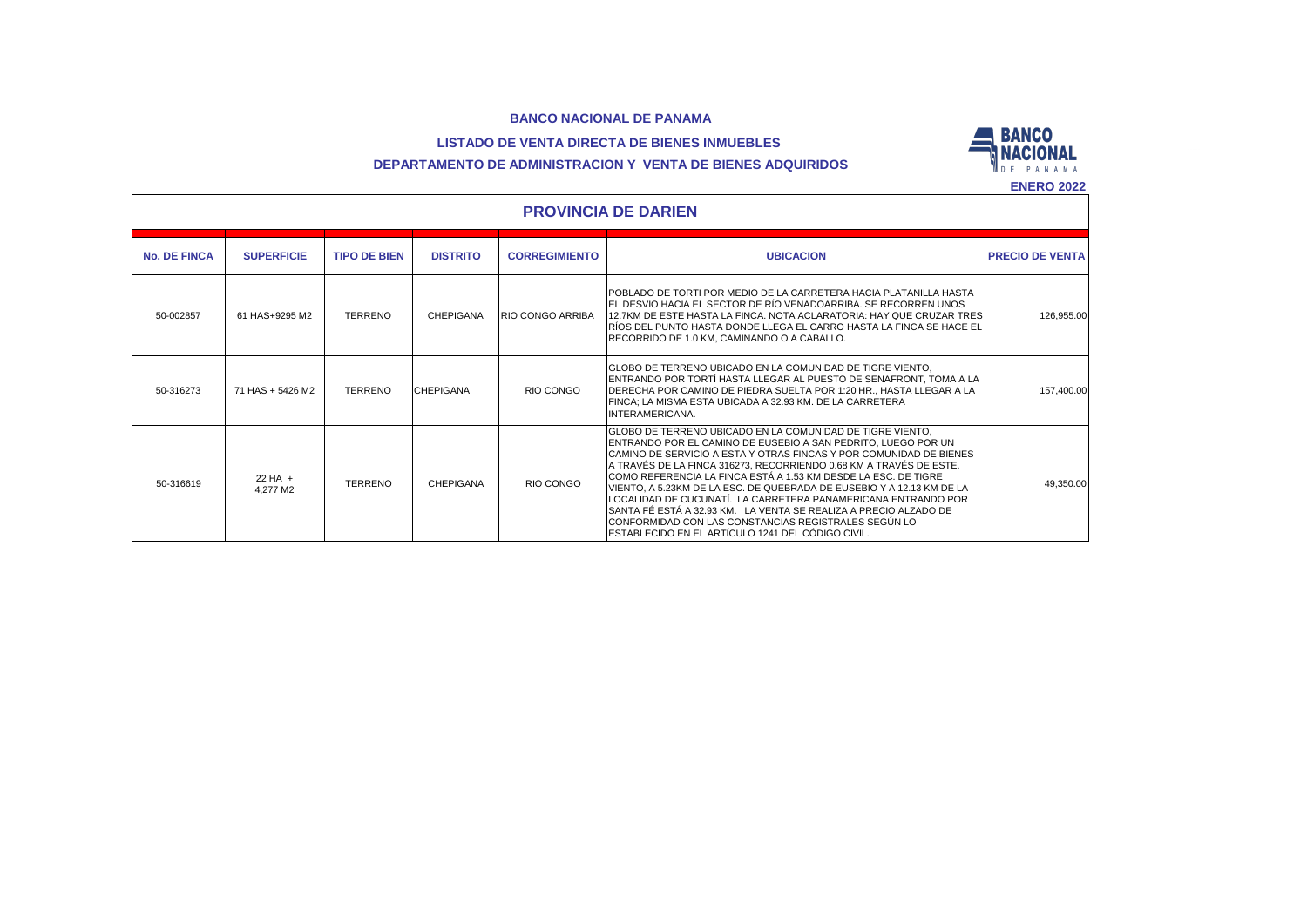**BANCO NACIONAL DE PANAMA**

**LISTADO DE VENTA DIRECTA DE BIENES INMUEBLES**

**DEPARTAMENTO DE ADMINISTRACION Y VENTA DE BIENES ADQUIRIDOS**

**ENERO 2022**

## PROVINCIA DE DARIEN

| No. DE FINCA | SUPERFICIE | TIPO DE BIEN | DISTRITO | CORREGIMIENTO | UBICACION | PRECIO DE VENTA |
|---|---|---|---|---|---|---|
| 50-002857 | 61 HAS+9295 M2 | TERRENO | CHEPIGANA | RIO CONGO ARRIBA | POBLADO DE TORTI POR MEDIO DE LA CARRETERA HACIA PLATANILLA HASTA EL DESVIO HACIA EL SECTOR DE RÍO VENADOARRIBA. SE RECORREN UNOS 12.7KM DE ESTE HASTA LA FINCA. NOTA ACLARATORIA: HAY QUE CRUZAR TRES RÍOS DEL PUNTO HASTA DONDE LLEGA EL CARRO HASTA LA FINCA SE HACE EL RECORRIDO DE 1.0 KM, CAMINANDO O A CABALLO. | 126,955.00 |
| 50-316273 | 71 HAS + 5426 M2 | TERRENO | CHEPIGANA | RIO CONGO | GLOBO DE TERRENO UBICADO EN LA COMUNIDAD DE TIGRE VIENTO, ENTRANDO POR TORTÍ HASTA LLEGAR AL PUESTO DE SENAFRONT, TOMA A LA DERECHA POR CAMINO DE PIEDRA SUELTA POR 1:20 HR., HASTA LLEGAR A LA FINCA; LA MISMA ESTA UBICADA A 32.93 KM. DE LA CARRETERA INTERAMERICANA. | 157,400.00 |
| 50-316619 | 22 HA + 4,277 M2 | TERRENO | CHEPIGANA | RIO CONGO | GLOBO DE TERRENO UBICADO EN LA COMUNIDAD DE TIGRE VIENTO, ENTRANDO POR EL CAMINO DE EUSEBIO A SAN PEDRITO, LUEGO POR UN CAMINO DE SERVICIO A ESTA Y OTRAS FINCAS Y POR COMUNIDAD DE BIENES A TRAVÉS DE LA FINCA 316273, RECORRIENDO 0.68 KM A TRAVÉS DE ESTE. COMO REFERENCIA LA FINCA ESTÁ A 1.53 KM DESDE LA ESC. DE TIGRE VIENTO, A 5.23KM DE LA ESC. DE QUEBRADA DE EUSEBIO Y A 12.13 KM DE LA LOCALIDAD DE CUCUNATÍ. LA CARRETERA PANAMERICANA ENTRANDO POR SANTA FÉ ESTÁ A 32.93 KM. LA VENTA SE REALIZA A PRECIO ALZADO DE CONFORMIDAD CON LAS CONSTANCIAS REGISTRALES SEGÚN LO ESTABLECIDO EN EL ARTÍCULO 1241 DEL CÓDIGO CIVIL. | 49,350.00 |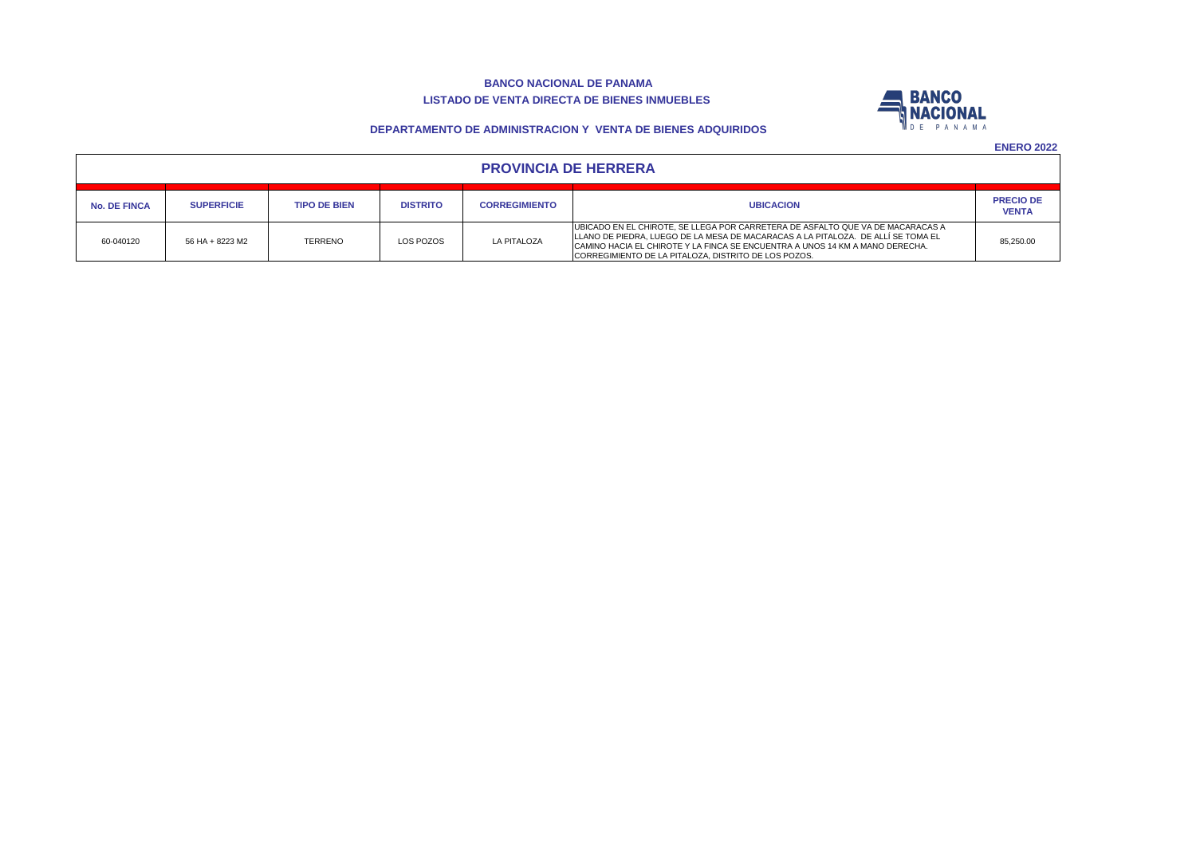**BANCO NACIONAL DE PANAMA**

**LISTADO DE VENTA DIRECTA DE BIENES INMUEBLES**

**DEPARTAMENTO DE ADMINISTRACION Y VENTA DE BIENES ADQUIRIDOS**

**ENERO 2022**

## PROVINCIA DE HERRERA

| No. DE FINCA | SUPERFICIE | TIPO DE BIEN | DISTRITO | CORREGIMIENTO | UBICACION | PRECIO DE VENTA |
|---|---|---|---|---|---|---|
| 60-040120 | 56 HA + 8223 M2 | TERRENO | LOS POZOS | LA PITALOZA | UBICADO EN EL CHIROTE, SE LLEGA POR CARRETERA DE ASFALTO QUE VA DE MACARACAS A LLANO DE PIEDRA, LUEGO DE LA MESA DE MACARACAS A LA PITALOZA. DE ALLÍ SE TOMA EL CAMINO HACIA EL CHIROTE Y LA FINCA SE ENCUENTRA A UNOS 14 KM A MANO DERECHA. CORREGIMIENTO DE LA PITALOZA, DISTRITO DE LOS POZOS. | 85,250.00 |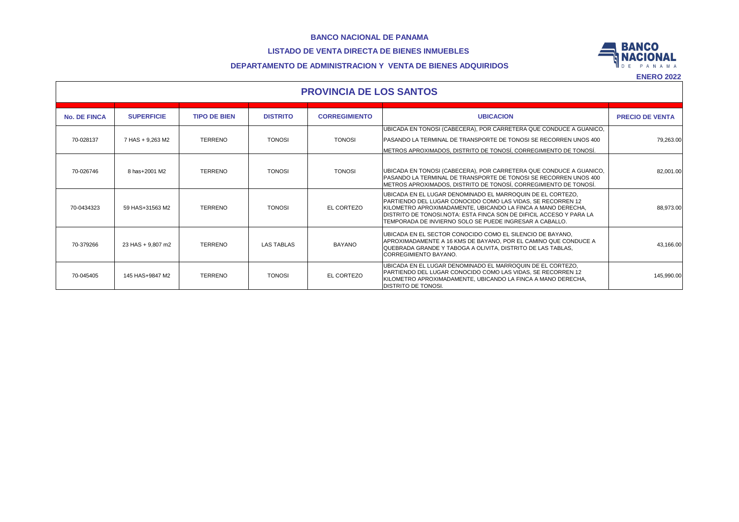**BANCO NACIONAL DE PANAMA**

**LISTADO DE VENTA DIRECTA DE BIENES INMUEBLES**

**DEPARTAMENTO DE ADMINISTRACION Y VENTA DE BIENES ADQUIRIDOS**

**ENERO 2022**

## PROVINCIA DE LOS SANTOS

| No. DE FINCA | SUPERFICIE | TIPO DE BIEN | DISTRITO | CORREGIMIENTO | UBICACION | PRECIO DE VENTA |
|---|---|---|---|---|---|---|
| 70-028137 | 7 HAS + 9,263 M2 | TERRENO | TONOSI | TONOSI | UBICADA EN TONOSI (CABECERA), POR CARRETERA QUE CONDUCE A GUANICO, PASANDO LA TERMINAL DE TRANSPORTE DE TONOSI SE RECORREN UNOS 400 METROS APROXIMADOS, DISTRITO DE TONOSÍ, CORREGIMIENTO DE TONOSÍ. | 79,263.00 |
| 70-026746 | 8 has+2001 M2 | TERRENO | TONOSI | TONOSI | UBICADA EN TONOSI (CABECERA), POR CARRETERA QUE CONDUCE A GUANICO, PASANDO LA TERMINAL DE TRANSPORTE DE TONOSI SE RECORREN UNOS 400 METROS APROXIMADOS, DISTRITO DE TONOSÍ, CORREGIMIENTO DE TONOSÍ. | 82,001.00 |
| 70-0434323 | 59 HAS+31563 M2 | TERRENO | TONOSI | EL CORTEZO | UBICADA EN EL LUGAR DENOMINADO EL MARROQUIN DE EL CORTEZO, PARTIENDO DEL LUGAR CONOCIDO COMO LAS VIDAS, SE RECORREN 12 KILOMETRO APROXIMADAMENTE, UBICANDO LA FINCA A MANO DERECHA, DISTRITO DE TONOSI.NOTA: ESTA FINCA SON DE DIFICIL ACCESO Y PARA LA TEMPORADA DE INVIERNO SOLO SE PUEDE INGRESAR A CABALLO. | 88,973.00 |
| 70-379266 | 23 HAS + 9,807 m2 | TERRENO | LAS TABLAS | BAYANO | UBICADA EN EL SECTOR CONOCIDO COMO EL SILENCIO DE BAYANO, APROXIMADAMENTE A 16 KMS DE BAYANO, POR EL CAMINO QUE CONDUCE A QUEBRADA GRANDE Y TABOGA A OLIVITA, DISTRITO DE LAS TABLAS, CORREGIMIENTO BAYANO. | 43,166.00 |
| 70-045405 | 145 HAS+9847 M2 | TERRENO | TONOSI | EL CORTEZO | UBICADA EN EL LUGAR DENOMINADO EL MARROQUIN DE EL CORTEZO, PARTIENDO DEL LUGAR CONOCIDO COMO LAS VIDAS, SE RECORREN 12 KILOMETRO APROXIMADAMENTE, UBICANDO LA FINCA A MANO DERECHA, DISTRITO DE TONOSI. | 145,990.00 |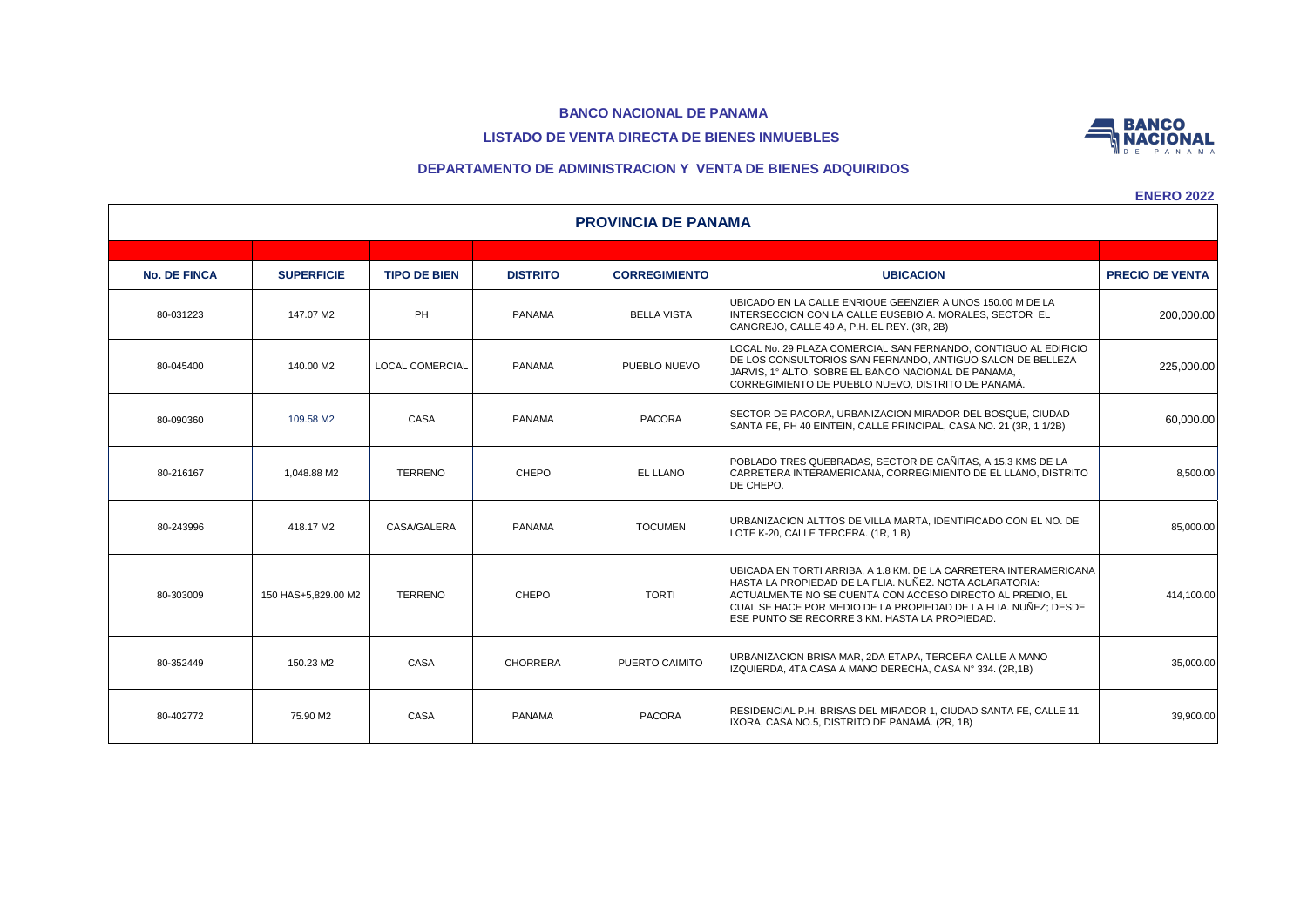**BANCO NACIONAL DE PANAMA**

**LISTADO DE VENTA DIRECTA DE BIENES INMUEBLES**

**DEPARTAMENTO DE ADMINISTRACION Y VENTA DE BIENES ADQUIRIDOS**

**ENERO 2022**

## PROVINCIA DE PANAMA

| No. DE FINCA | SUPERFICIE | TIPO DE BIEN | DISTRITO | CORREGIMIENTO | UBICACION | PRECIO DE VENTA |
|---|---|---|---|---|---|---|
| 80-031223 | 147.07 M2 | PH | PANAMA | BELLA VISTA | UBICADO EN LA CALLE ENRIQUE GEENZIER A UNOS 150.00 M DE LA INTERSECCION CON LA CALLE EUSEBIO A. MORALES, SECTOR EL CANGREJO, CALLE 49 A, P.H. EL REY. (3R, 2B) | 200,000.00 |
| 80-045400 | 140.00 M2 | LOCAL COMERCIAL | PANAMA | PUEBLO NUEVO | LOCAL No. 29 PLAZA COMERCIAL SAN FERNANDO, CONTIGUO AL EDIFICIO DE LOS CONSULTORIOS SAN FERNANDO, ANTIGUO SALON DE BELLEZA JARVIS, 1° ALTO, SOBRE EL BANCO NACIONAL DE PANAMA, CORREGIMIENTO DE PUEBLO NUEVO, DISTRITO DE PANAMÁ. | 225,000.00 |
| 80-090360 | 109.58 M2 | CASA | PANAMA | PACORA | SECTOR DE PACORA, URBANIZACION MIRADOR DEL BOSQUE, CIUDAD SANTA FE, PH 40 EINTEIN, CALLE PRINCIPAL, CASA NO. 21 (3R, 1 1/2B) | 60,000.00 |
| 80-216167 | 1,048.88 M2 | TERRENO | CHEPO | EL LLANO | POBLADO TRES QUEBRADAS, SECTOR DE CAÑITAS, A 15.3 KMS DE LA CARRETERA INTERAMERICANA, CORREGIMIENTO DE EL LLANO, DISTRITO DE CHEPO. | 8,500.00 |
| 80-243996 | 418.17 M2 | CASA/GALERA | PANAMA | TOCUMEN | URBANIZACION ALTTOS DE VILLA MARTA, IDENTIFICADO CON EL NO. DE LOTE K-20, CALLE TERCERA. (1R, 1 B) | 85,000.00 |
| 80-303009 | 150 HAS+5,829.00 M2 | TERRENO | CHEPO | TORTI | UBICADA EN TORTI ARRIBA, A 1.8 KM. DE LA CARRETERA INTERAMERICANA HASTA LA PROPIEDAD DE LA FLIA. NUÑEZ. NOTA ACLARATORIA: ACTUALMENTE NO SE CUENTA CON ACCESO DIRECTO AL PREDIO, EL CUAL SE HACE POR MEDIO DE LA PROPIEDAD DE LA FLIA. NUÑEZ; DESDE ESE PUNTO SE RECORRE 3 KM. HASTA LA PROPIEDAD. | 414,100.00 |
| 80-352449 | 150.23 M2 | CASA | CHORRERA | PUERTO CAIMITO | URBANIZACION BRISA MAR, 2DA ETAPA, TERCERA CALLE A MANO IZQUIERDA, 4TA CASA A MANO DERECHA, CASA N° 334. (2R,1B) | 35,000.00 |
| 80-402772 | 75.90 M2 | CASA | PANAMA | PACORA | RESIDENCIAL P.H. BRISAS DEL MIRADOR 1, CIUDAD SANTA FE, CALLE 11 IXORA, CASA NO.5, DISTRITO DE PANAMÁ. (2R, 1B) | 39,900.00 |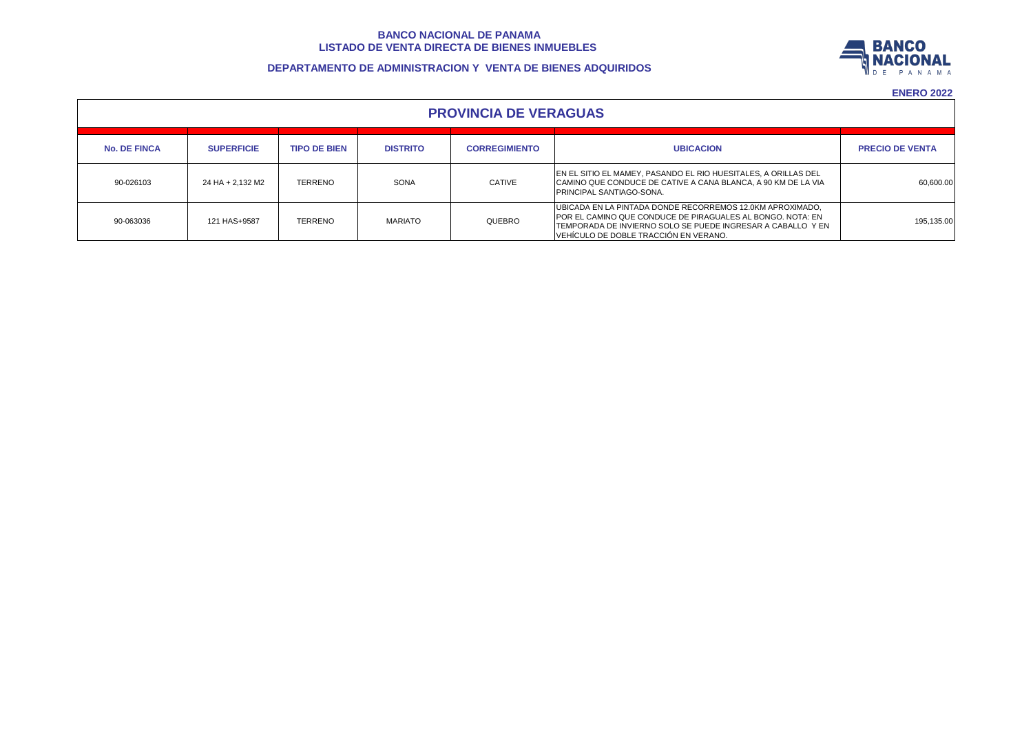**BANCO NACIONAL DE PANAMA**
**LISTADO DE VENTA DIRECTA DE BIENES INMUEBLES**

**DEPARTAMENTO DE ADMINISTRACION Y VENTA DE BIENES ADQUIRIDOS**

BANCO NACIONAL DE PANAMA

**ENERO 2022**

## PROVINCIA DE VERAGUAS

| No. DE FINCA | SUPERFICIE | TIPO DE BIEN | DISTRITO | CORREGIMIENTO | UBICACION | PRECIO DE VENTA |
|---|---|---|---|---|---|---|
| 90-026103 | 24 HA + 2,132 M2 | TERRENO | SONA | CATIVE | EN EL SITIO EL MAMEY, PASANDO EL RIO HUESITALES, A ORILLAS DEL CAMINO QUE CONDUCE DE CATIVE A CANA BLANCA, A 90 KM DE LA VIA PRINCIPAL SANTIAGO-SONA. | 60,600.00 |
| 90-063036 | 121 HAS+9587 | TERRENO | MARIATO | QUEBRO | UBICADA EN LA PINTADA DONDE RECORREMOS 12.0KM APROXIMADO, POR EL CAMINO QUE CONDUCE DE PIRAGUALES AL BONGO. NOTA: EN TEMPORADA DE INVIERNO SOLO SE PUEDE INGRESAR A CABALLO Y EN VEHÍCULO DE DOBLE TRACCIÓN EN VERANO. | 195,135.00 |